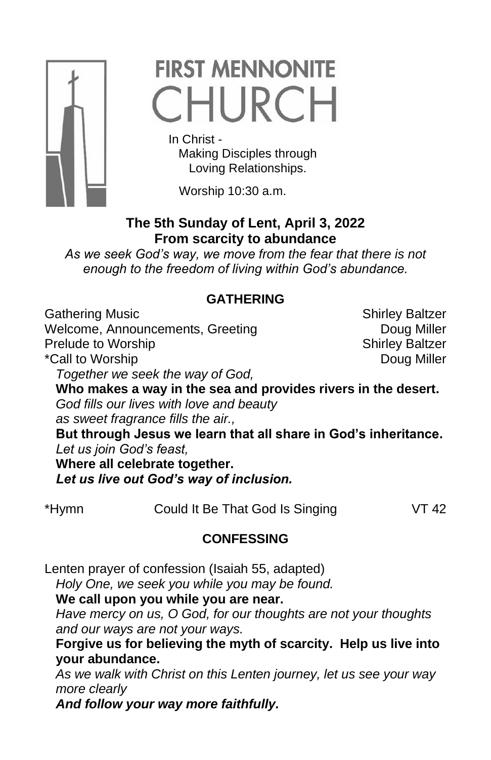# FIRST MENNONITE CHURCH

In Christ -
Making Disciples through
Loving Relationships.

Worship 10:30 a.m.

**The 5th Sunday of Lent, April 3, 2022**
**From scarcity to abundance**

*As we seek God's way, we move from the fear that there is not enough to the freedom of living within God's abundance.*

## GATHERING

Gathering Music — Shirley Baltzer
Welcome, Announcements, Greeting — Doug Miller
Prelude to Worship — Shirley Baltzer
*Call to Worship — Doug Miller

*Together we seek the way of God,*
**Who makes a way in the sea and provides rivers in the desert.**
*God fills our lives with love and beauty*
*as sweet fragrance fills the air.,*
**But through Jesus we learn that all share in God's inheritance.**
*Let us join God's feast,*
**Where all celebrate together.**
***Let us live out God's way of inclusion.***

*Hymn — Could It Be That God Is Singing — VT 42

## CONFESSING

Lenten prayer of confession (Isaiah 55, adapted)

*Holy One, we seek you while you may be found.*
**We call upon you while you are near.**
*Have mercy on us, O God, for our thoughts are not your thoughts and our ways are not your ways.*
**Forgive us for believing the myth of scarcity. Help us live into your abundance.**
*As we walk with Christ on this Lenten journey, let us see your way more clearly*
***And follow your way more faithfully.***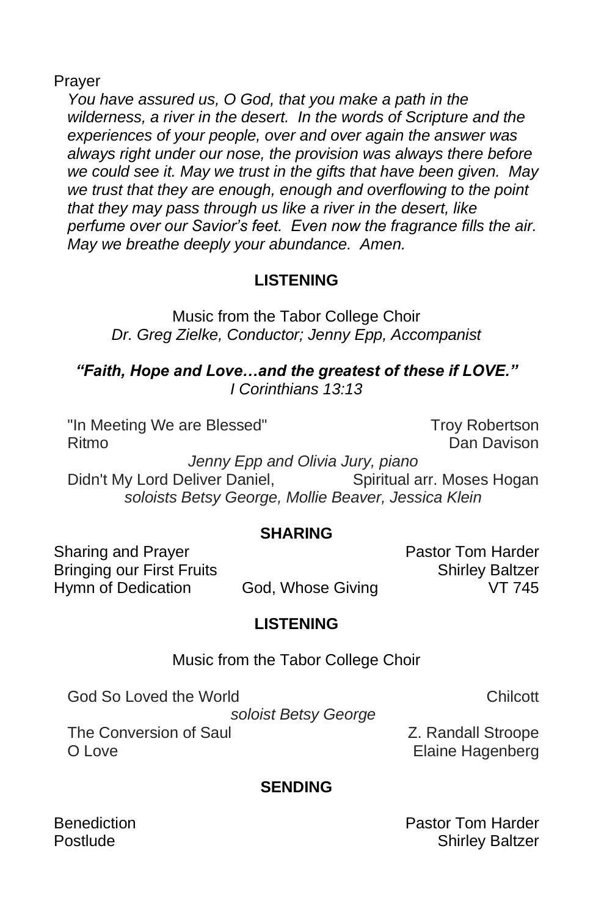Prayer

*You have assured us, O God, that you make a path in the wilderness, a river in the desert. In the words of Scripture and the experiences of your people, over and over again the answer was always right under our nose, the provision was always there before we could see it. May we trust in the gifts that have been given. May we trust that they are enough, enough and overflowing to the point that they may pass through us like a river in the desert, like perfume over our Savior's feet. Even now the fragrance fills the air. May we breathe deeply your abundance. Amen.*

## LISTENING

Music from the Tabor College Choir
*Dr. Greg Zielke, Conductor; Jenny Epp, Accompanist*

***"Faith, Hope and Love…and the greatest of these if LOVE."***
*I Corinthians 13:13*

"In Meeting We are Blessed" — Troy Robertson
Ritmo — Dan Davison
*Jenny Epp and Olivia Jury, piano*
Didn't My Lord Deliver Daniel, — Spiritual arr. Moses Hogan
*soloists Betsy George, Mollie Beaver, Jessica Klein*

## SHARING

Sharing and Prayer — Pastor Tom Harder
Bringing our First Fruits — Shirley Baltzer
Hymn of Dedication — God, Whose Giving — VT 745

## LISTENING

Music from the Tabor College Choir

God So Loved the World — Chilcott
*soloist Betsy George*
The Conversion of Saul — Z. Randall Stroope
O Love — Elaine Hagenberg

## SENDING

Benediction — Pastor Tom Harder
Postlude — Shirley Baltzer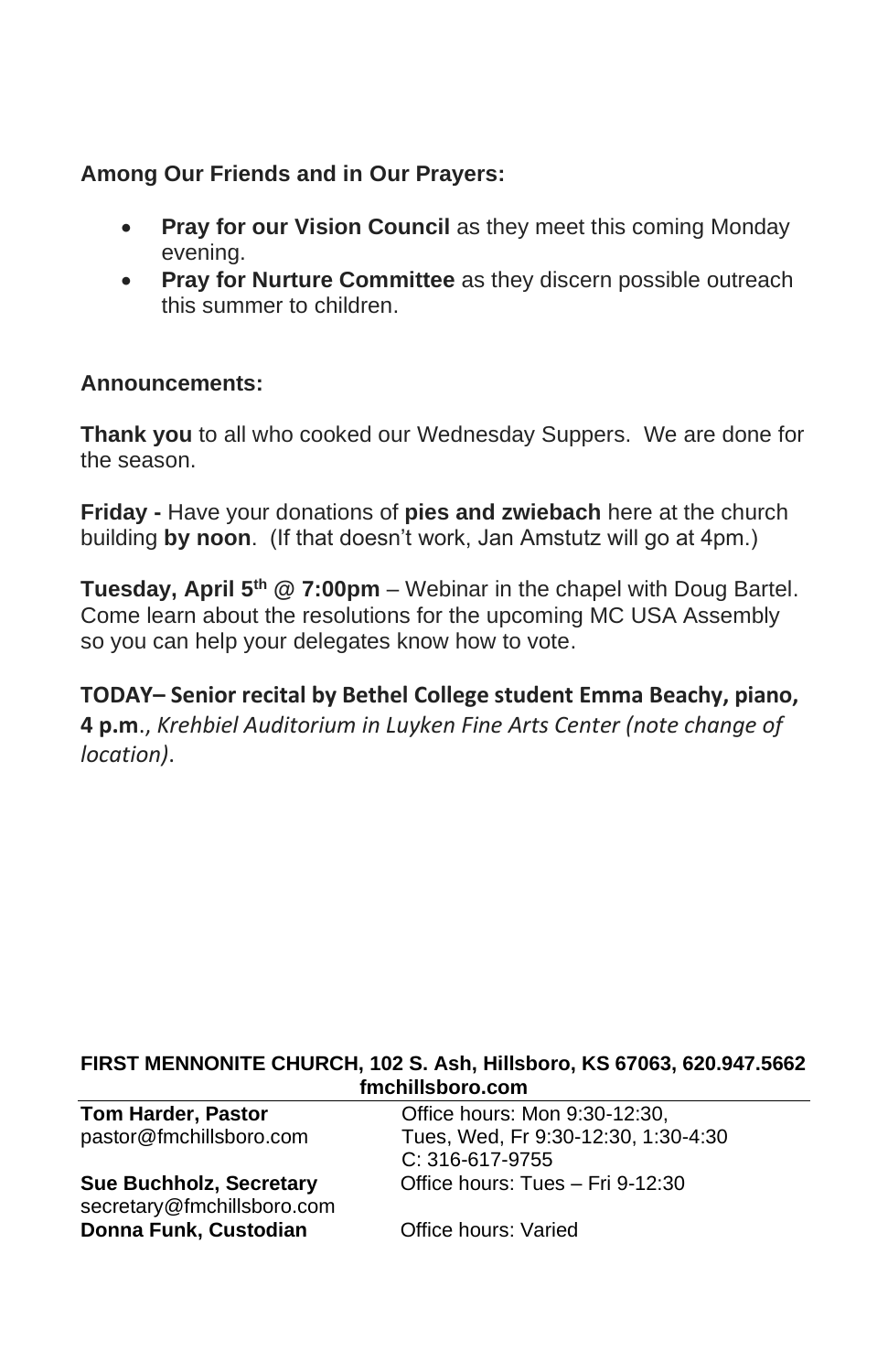**Among Our Friends and in Our Prayers:**

- **Pray for our Vision Council** as they meet this coming Monday evening.
- **Pray for Nurture Committee** as they discern possible outreach this summer to children.

**Announcements:**

**Thank you** to all who cooked our Wednesday Suppers. We are done for the season.

**Friday -** Have your donations of **pies and zwiebach** here at the church building **by noon**. (If that doesn't work, Jan Amstutz will go at 4pm.)

**Tuesday, April 5th @ 7:00pm** – Webinar in the chapel with Doug Bartel. Come learn about the resolutions for the upcoming MC USA Assembly so you can help your delegates know how to vote.

**TODAY– Senior recital by Bethel College student Emma Beachy, piano, 4 p.m**., *Krehbiel Auditorium in Luyken Fine Arts Center (note change of location)*.

**FIRST MENNONITE CHURCH, 102 S. Ash, Hillsboro, KS 67063, 620.947.5662**
**fmchillsboro.com**

| | |
|---|---|
| **Tom Harder, Pastor** | Office hours: Mon 9:30-12:30, |
| pastor@fmchillsboro.com | Tues, Wed, Fr 9:30-12:30, 1:30-4:30 |
| | C: 316-617-9755 |
| **Sue Buchholz, Secretary** | Office hours: Tues – Fri 9-12:30 |
| secretary@fmchillsboro.com | |
| **Donna Funk, Custodian** | Office hours: Varied |